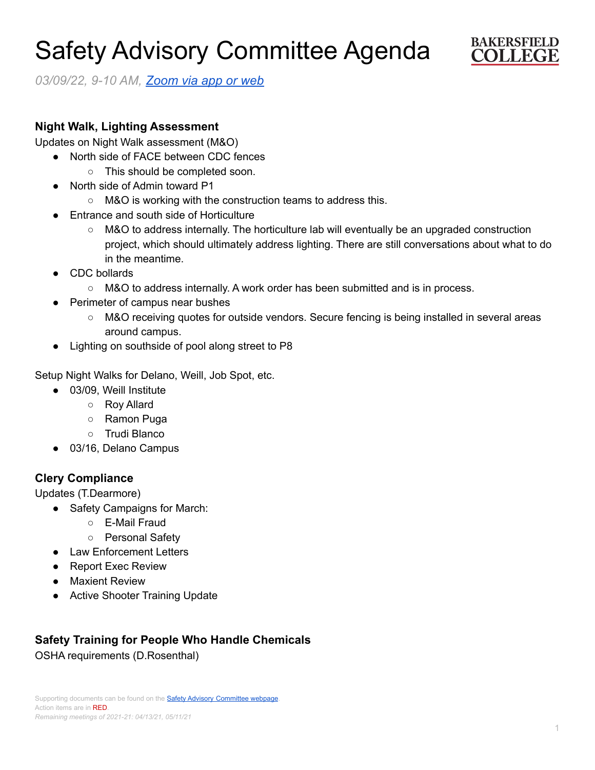# Safety Advisory Committee Agenda

BAKERSFIELD COLLEGE

*03/09/22, 9-10 AM, [Zoom via app or web]*

### Night Walk, Lighting Assessment

Updates on Night Walk assessment (M&O)

- North side of FACE between CDC fences
  - This should be completed soon.
- North side of Admin toward P1
  - M&O is working with the construction teams to address this.
- Entrance and south side of Horticulture
  - M&O to address internally. The horticulture lab will eventually be an upgraded construction project, which should ultimately address lighting. There are still conversations about what to do in the meantime.
- CDC bollards
  - M&O to address internally. A work order has been submitted and is in process.
- Perimeter of campus near bushes
  - M&O receiving quotes for outside vendors. Secure fencing is being installed in several areas around campus.
- Lighting on southside of pool along street to P8

Setup Night Walks for Delano, Weill, Job Spot, etc.

- 03/09, Weill Institute
  - Roy Allard
  - Ramon Puga
  - Trudi Blanco
- 03/16, Delano Campus

### Clery Compliance

Updates (T.Dearmore)

- Safety Campaigns for March:
  - E-Mail Fraud
  - Personal Safety
- Law Enforcement Letters
- Report Exec Review
- Maxient Review
- Active Shooter Training Update

### Safety Training for People Who Handle Chemicals

OSHA requirements (D.Rosenthal)

Supporting documents can be found on the [Safety Advisory Committee webpage].
Action items are in RED.
*Remaining meetings of 2021-21: 04/13/21, 05/11/21*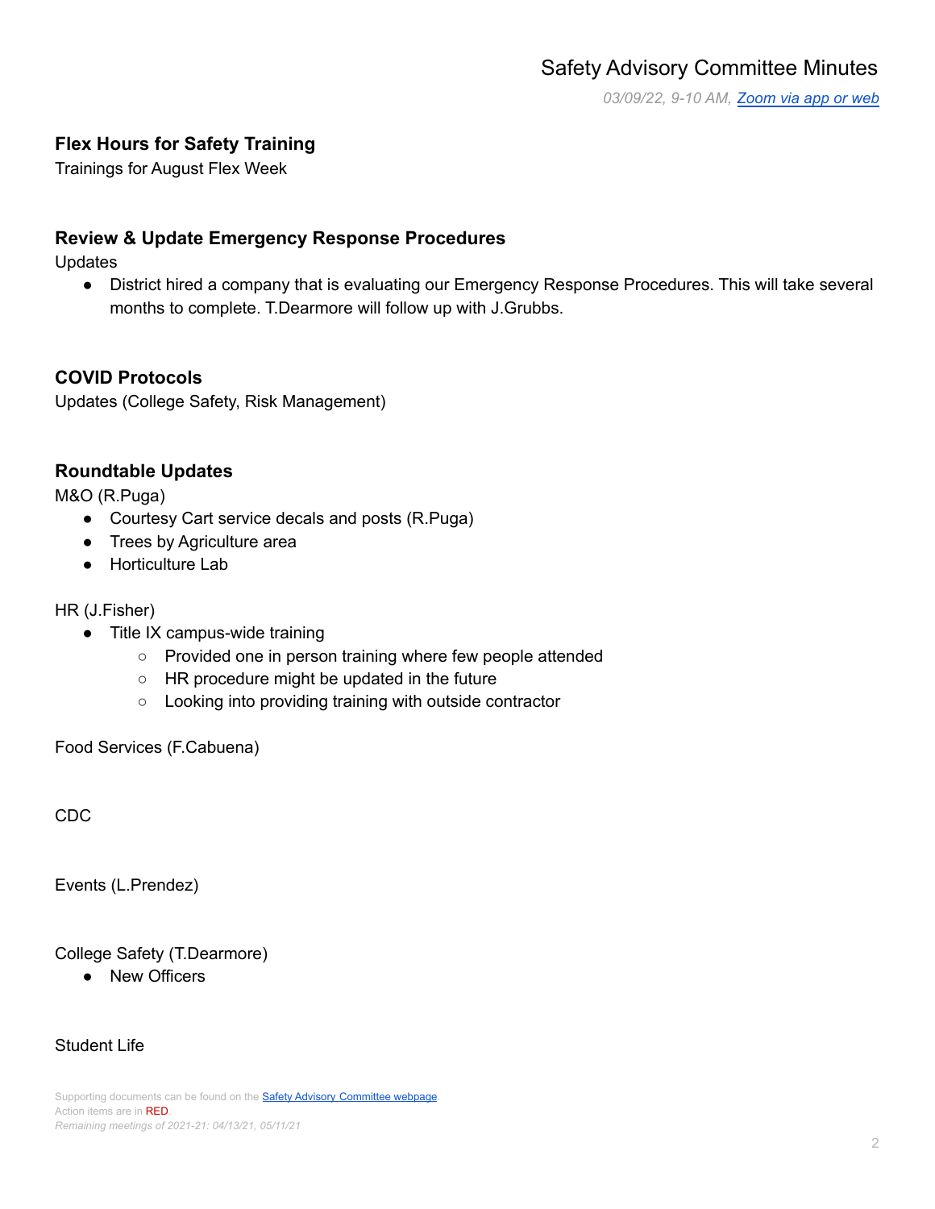# Safety Advisory Committee Minutes

*03/09/22, 9-10 AM, [Zoom via app or web]()*

### Flex Hours for Safety Training

Trainings for August Flex Week

### Review & Update Emergency Response Procedures

Updates

- District hired a company that is evaluating our Emergency Response Procedures. This will take several months to complete. T.Dearmore will follow up with J.Grubbs.

### COVID Protocols

Updates (College Safety, Risk Management)

### Roundtable Updates

M&O (R.Puga)

- Courtesy Cart service decals and posts (R.Puga)
- Trees by Agriculture area
- Horticulture Lab

HR (J.Fisher)

- Title IX campus-wide training
  - Provided one in person training where few people attended
  - HR procedure might be updated in the future
  - Looking into providing training with outside contractor

Food Services (F.Cabuena)

CDC

Events (L.Prendez)

College Safety (T.Dearmore)

- New Officers

Student Life

Supporting documents can be found on the [Safety Advisory Committee webpage]().
Action items are in RED.
*Remaining meetings of 2021-21: 04/13/21, 05/11/21*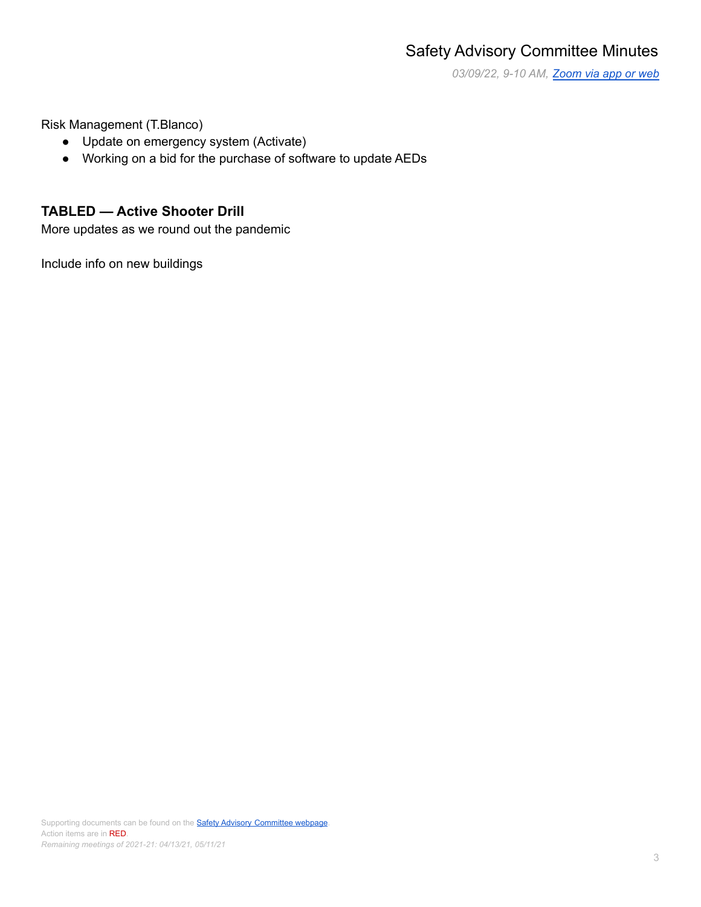Risk Management (T.Blanco)

- Update on emergency system (Activate)
- Working on a bid for the purchase of software to update AEDs

**TABLED — Active Shooter Drill**

More updates as we round out the pandemic

Include info on new buildings